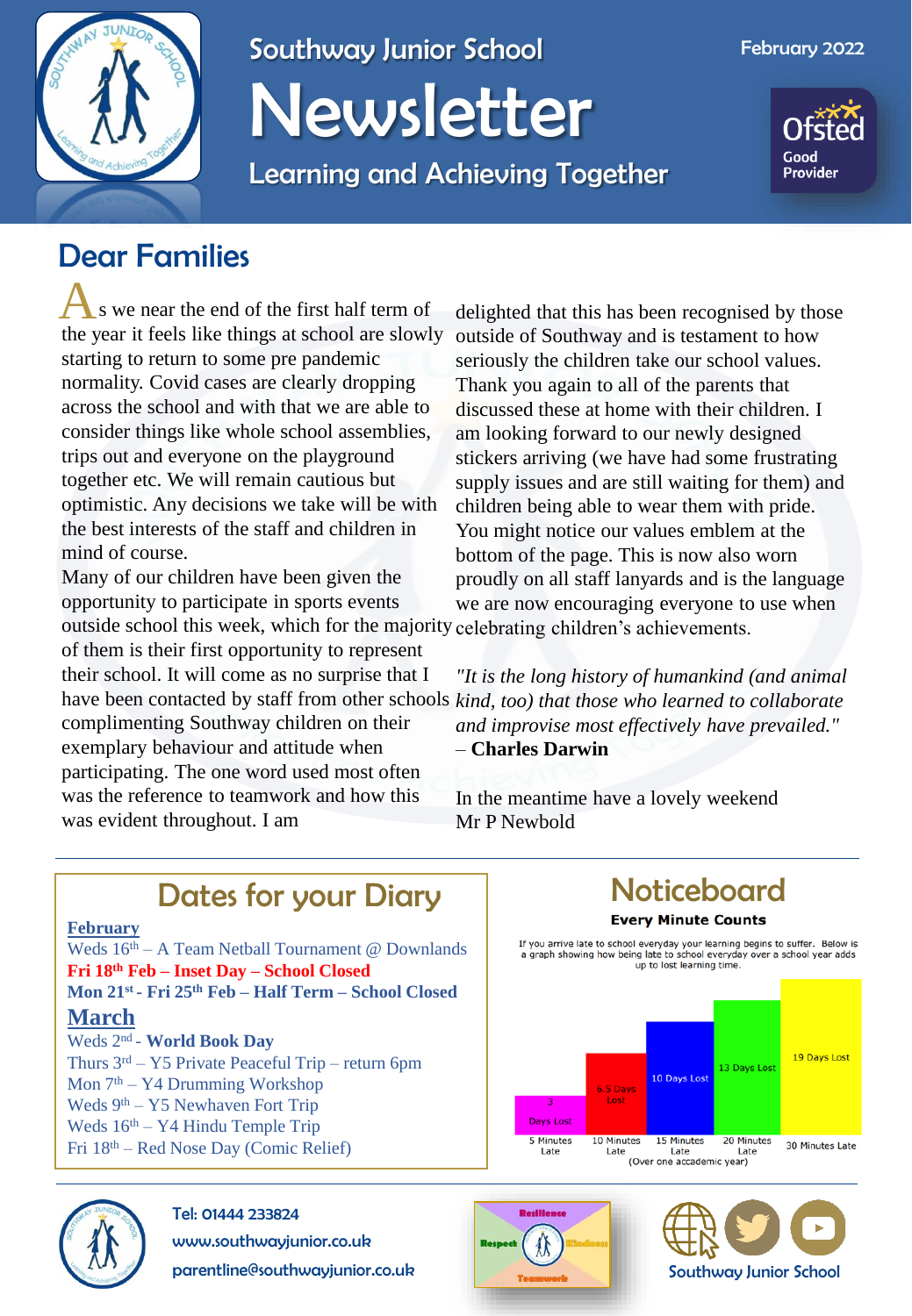# Southway Junior School

# Newsletter

### Learning and Achieving Together

February 2022

Ofsted Good Provider

## Dear Families

As we near the end of the first half term of the year it feels like things at school are slowly starting to return to some pre pandemic normality. Covid cases are clearly dropping across the school and with that we are able to consider things like whole school assemblies, trips out and everyone on the playground together etc. We will remain cautious but optimistic. Any decisions we take will be with the best interests of the staff and children in mind of course.

Many of our children have been given the opportunity to participate in sports events outside school this week, which for the majority of them is their first opportunity to represent their school. It will come as no surprise that I have been contacted by staff from other schools complimenting Southway children on their exemplary behaviour and attitude when participating. The one word used most often was the reference to teamwork and how this was evident throughout. I am delighted that this has been recognised by those outside of Southway and is testament to how seriously the children take our school values. Thank you again to all of the parents that discussed these at home with their children. I am looking forward to our newly designed stickers arriving (we have had some frustrating supply issues and are still waiting for them) and children being able to wear them with pride. You might notice our values emblem at the bottom of the page. This is now also worn proudly on all staff lanyards and is the language we are now encouraging everyone to use when celebrating children's achievements.

*"It is the long history of humankind (and animal kind, too) that those who learned to collaborate and improvise most effectively have prevailed."* – **Charles Darwin**

In the meantime have a lovely weekend
Mr P Newbold

## Dates for your Diary

**February**

Weds 16th – A Team Netball Tournament @ Downlands
**Fri 18th Feb – Inset Day – School Closed**
**Mon 21st - Fri 25th Feb – Half Term – School Closed**

**March**

Weds 2nd - **World Book Day**
Thurs 3rd – Y5 Private Peaceful Trip – return 6pm
Mon 7th – Y4 Drumming Workshop
Weds 9th – Y5 Newhaven Fort Trip
Weds 16th – Y4 Hindu Temple Trip
Fri 18th – Red Nose Day (Comic Relief)

## Noticeboard

**Every Minute Counts**

If you arrive late to school everyday your learning begins to suffer. Below is a graph showing how being late to school everyday over a school year adds up to lost learning time.

| Late each day | Days Lost |
|---|---|
| 5 Minutes Late | 3 Days Lost |
| 10 Minutes Late | 6.5 Days Lost |
| 15 Minutes Late | 10 Days Lost |
| 20 Minutes Late | 13 Days Lost |
| 30 Minutes Late | 19 Days Lost |

(Over one accademic year)

Resilience · Respect · Kindness · Teamwork

Tel: 01444 233824
www.southwayjunior.co.uk
parentline@southwayjunior.co.uk

Southway Junior School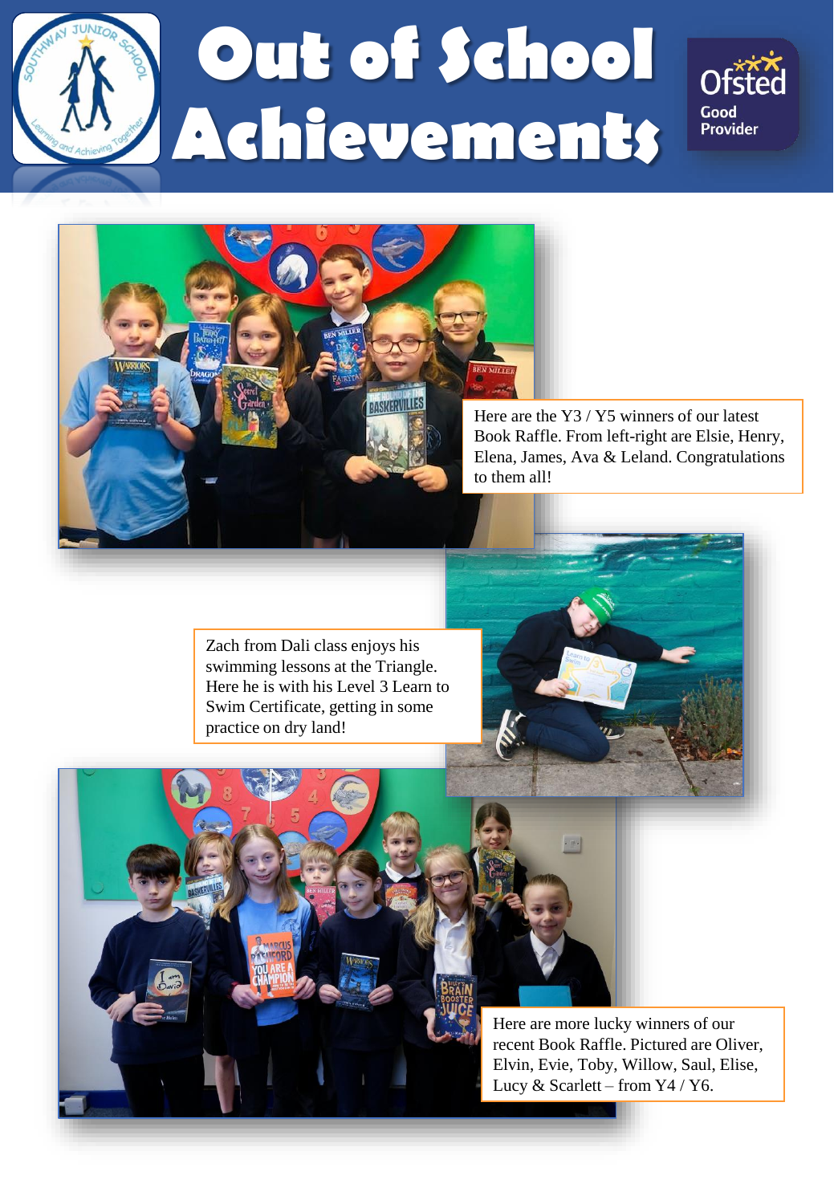# Out of School Achievements

Ofsted Good Provider

Here are the Y3 / Y5 winners of our latest Book Raffle. From left-right are Elsie, Henry, Elena, James, Ava & Leland. Congratulations to them all!

Zach from Dali class enjoys his swimming lessons at the Triangle. Here he is with his Level 3 Learn to Swim Certificate, getting in some practice on dry land!

Here are more lucky winners of our recent Book Raffle. Pictured are Oliver, Elvin, Evie, Toby, Willow, Saul, Elise, Lucy & Scarlett – from Y4 / Y6.